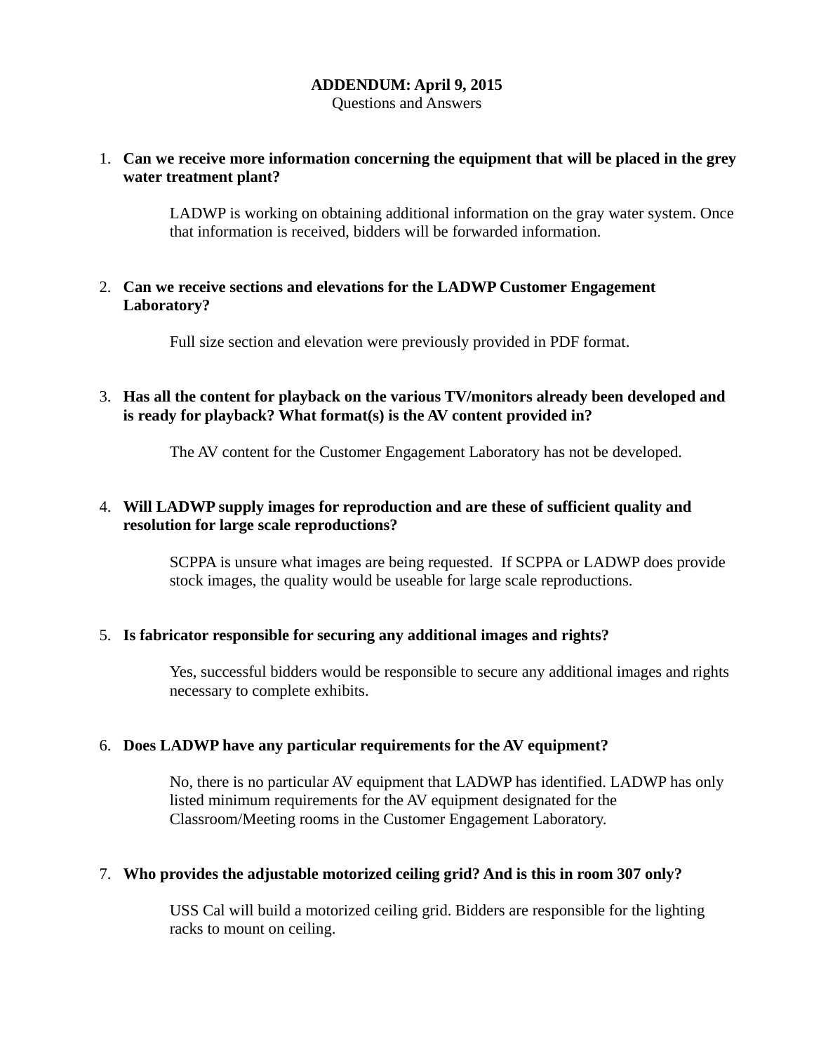# ADDENDUM: April 9, 2015

Questions and Answers

1. **Can we receive more information concerning the equipment that will be placed in the grey water treatment plant?**

   LADWP is working on obtaining additional information on the gray water system. Once that information is received, bidders will be forwarded information.

2. **Can we receive sections and elevations for the LADWP Customer Engagement Laboratory?**

   Full size section and elevation were previously provided in PDF format.

3. **Has all the content for playback on the various TV/monitors already been developed and is ready for playback? What format(s) is the AV content provided in?**

   The AV content for the Customer Engagement Laboratory has not be developed.

4. **Will LADWP supply images for reproduction and are these of sufficient quality and resolution for large scale reproductions?**

   SCPPA is unsure what images are being requested.  If SCPPA or LADWP does provide stock images, the quality would be useable for large scale reproductions.

5. **Is fabricator responsible for securing any additional images and rights?**

   Yes, successful bidders would be responsible to secure any additional images and rights necessary to complete exhibits.

6. **Does LADWP have any particular requirements for the AV equipment?**

   No, there is no particular AV equipment that LADWP has identified. LADWP has only listed minimum requirements for the AV equipment designated for the Classroom/Meeting rooms in the Customer Engagement Laboratory.

7. **Who provides the adjustable motorized ceiling grid? And is this in room 307 only?**

   USS Cal will build a motorized ceiling grid. Bidders are responsible for the lighting racks to mount on ceiling.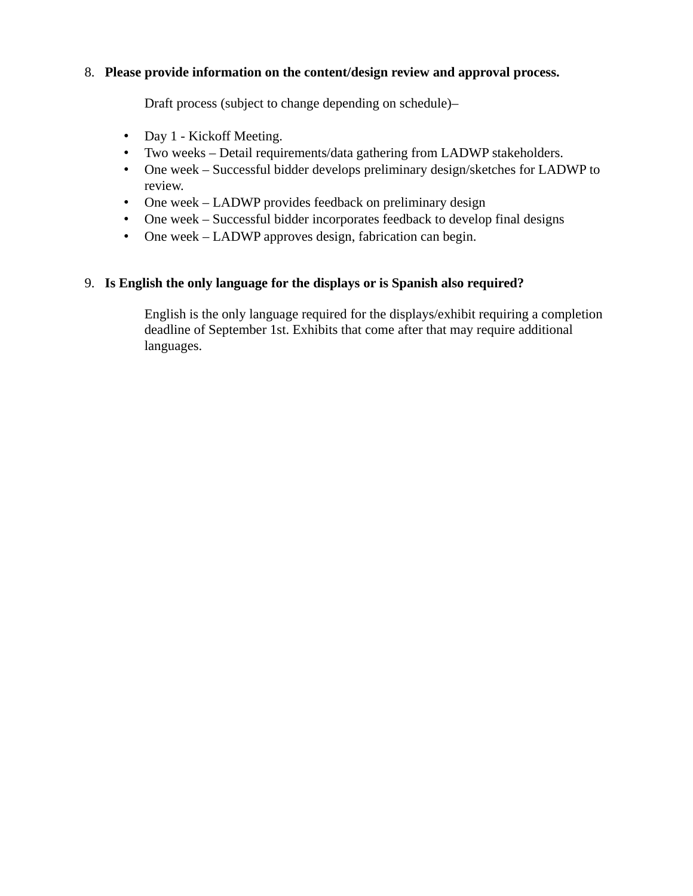8. **Please provide information on the content/design review and approval process.**

   Draft process (subject to change depending on schedule)–

   - Day 1 - Kickoff Meeting.
   - Two weeks – Detail requirements/data gathering from LADWP stakeholders.
   - One week – Successful bidder develops preliminary design/sketches for LADWP to review.
   - One week – LADWP provides feedback on preliminary design
   - One week – Successful bidder incorporates feedback to develop final designs
   - One week – LADWP approves design, fabrication can begin.

9. **Is English the only language for the displays or is Spanish also required?**

   English is the only language required for the displays/exhibit requiring a completion deadline of September 1st. Exhibits that come after that may require additional languages.